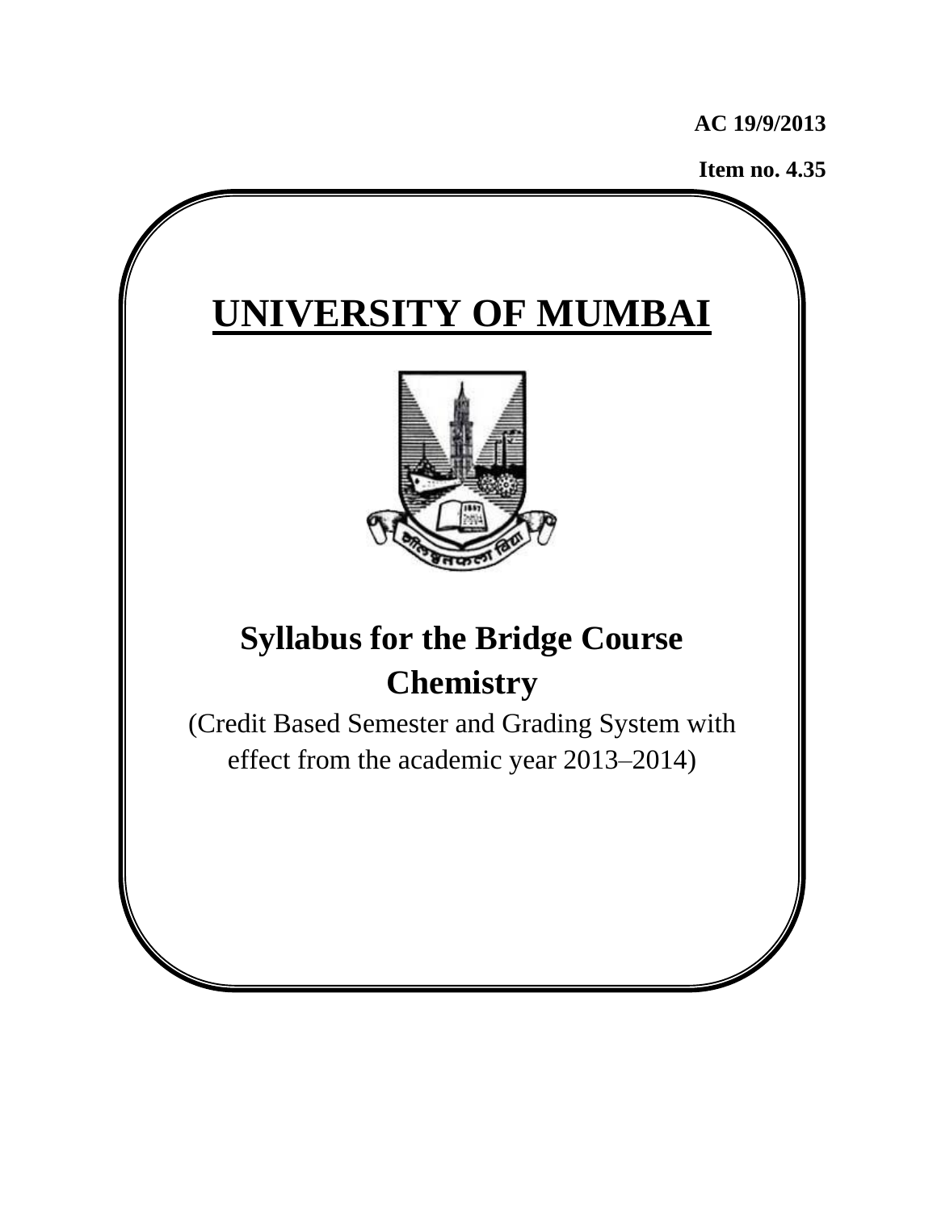**AC 19/9/2013**

**Item no. 4.35**

# UNIVERSITY OF MUMBAI

## Syllabus for the Bridge Course Chemistry

(Credit Based Semester and Grading System with effect from the academic year 2013–2014)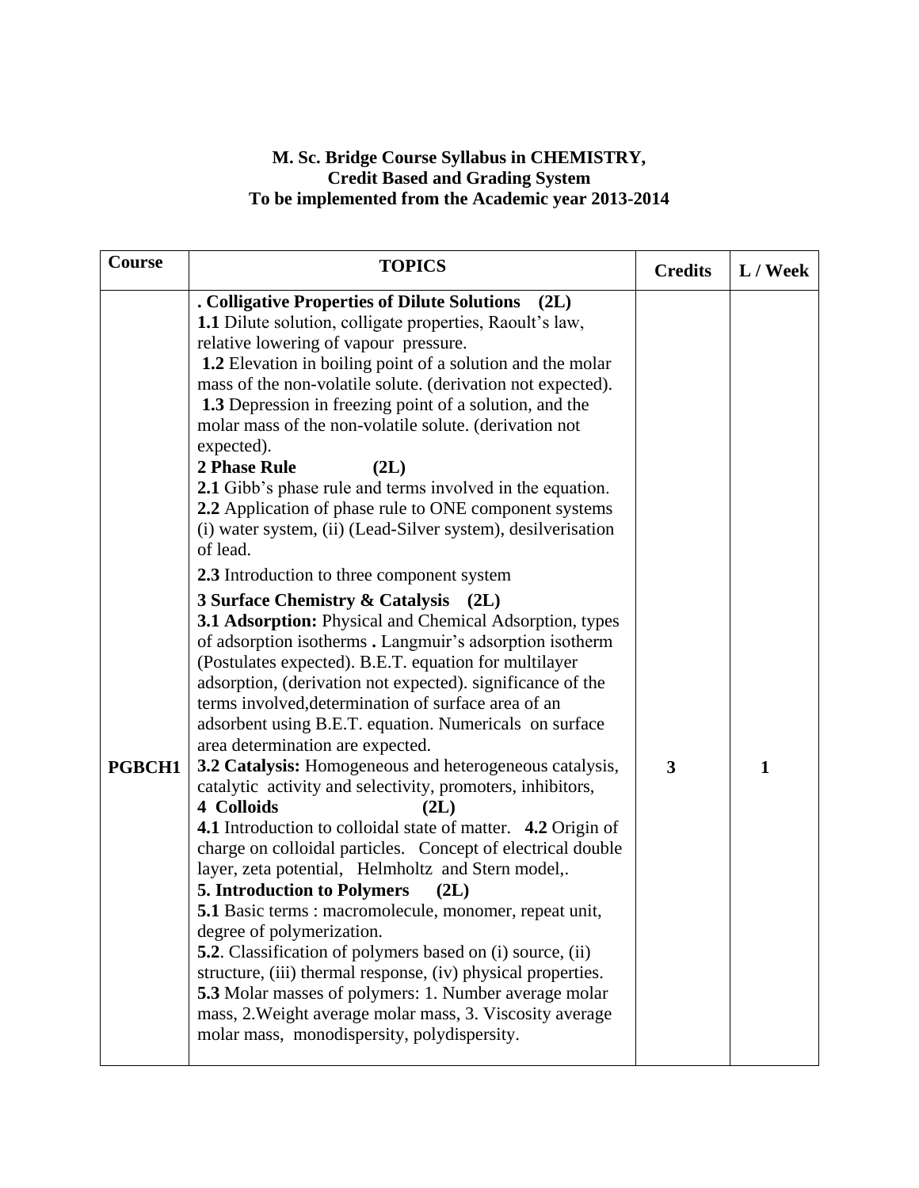**M. Sc. Bridge Course Syllabus in CHEMISTRY,**
**Credit Based and Grading System**
**To be implemented from the Academic year 2013-2014**

| Course | TOPICS | Credits | L / Week |
|---|---|---|---|
| **PGBCH1** | **. Colligative Properties of Dilute Solutions (2L)**<br>**1.1** Dilute solution, colligate properties, Raoult's law, relative lowering of vapour pressure.<br>**1.2** Elevation in boiling point of a solution and the molar mass of the non-volatile solute. (derivation not expected).<br>**1.3** Depression in freezing point of a solution, and the molar mass of the non-volatile solute. (derivation not expected).<br>**2 Phase Rule (2L)**<br>**2.1** Gibb's phase rule and terms involved in the equation.<br>**2.2** Application of phase rule to ONE component systems (i) water system, (ii) (Lead-Silver system), desilverisation of lead.<br>**2.3** Introduction to three component system<br>**3 Surface Chemistry & Catalysis (2L)**<br>**3.1 Adsorption:** Physical and Chemical Adsorption, types of adsorption isotherms **.** Langmuir's adsorption isotherm (Postulates expected). B.E.T. equation for multilayer adsorption, (derivation not expected). significance of the terms involved,determination of surface area of an adsorbent using B.E.T. equation. Numericals on surface area determination are expected.<br>**3.2 Catalysis:** Homogeneous and heterogeneous catalysis, catalytic activity and selectivity, promoters, inhibitors,<br>**4 Colloids (2L)**<br>**4.1** Introduction to colloidal state of matter. **4.2** Origin of charge on colloidal particles. Concept of electrical double layer, zeta potential, Helmholtz and Stern model,.<br>**5. Introduction to Polymers (2L)**<br>**5.1** Basic terms : macromolecule, monomer, repeat unit, degree of polymerization.<br>**5.2**. Classification of polymers based on (i) source, (ii) structure, (iii) thermal response, (iv) physical properties.<br>**5.3** Molar masses of polymers: 1. Number average molar mass, 2.Weight average molar mass, 3. Viscosity average molar mass, monodispersity, polydispersity. | **3** | **1** |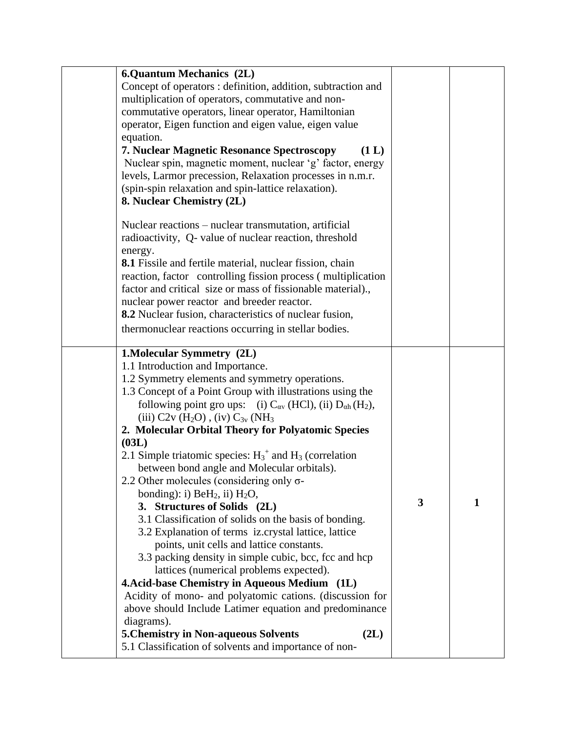| | | | |
|---|---|---|---|
| | **6.Quantum Mechanics (2L)**<br>Concept of operators : definition, addition, subtraction and multiplication of operators, commutative and non-commutative operators, linear operator, Hamiltonian operator, Eigen function and eigen value, eigen value equation.<br>**7. Nuclear Magnetic Resonance Spectroscopy (1 L)**<br>Nuclear spin, magnetic moment, nuclear 'g' factor, energy levels, Larmor precession, Relaxation processes in n.m.r. (spin-spin relaxation and spin-lattice relaxation).<br>**8. Nuclear Chemistry (2L)**<br><br>Nuclear reactions – nuclear transmutation, artificial radioactivity, Q- value of nuclear reaction, threshold energy.<br>**8.1** Fissile and fertile material, nuclear fission, chain reaction, factor controlling fission process ( multiplication factor and critical size or mass of fissionable material)., nuclear power reactor and breeder reactor.<br>**8.2** Nuclear fusion, characteristics of nuclear fusion, thermonuclear reactions occurring in stellar bodies. | | |
| | **1.Molecular Symmetry (2L)**<br>1.1 Introduction and Importance.<br>1.2 Symmetry elements and symmetry operations.<br>1.3 Concept of a Point Group with illustrations using the following point gro ups: (i) $C_{\alpha v}$ (HCl), (ii) $D_{\alpha h}$ ($H_2$), (iii) C2v ($H_2O$) , (iv) $C_{3v}$ ($NH_3$<br>**2. Molecular Orbital Theory for Polyatomic Species (03L)**<br>2.1 Simple triatomic species: $H_3^+$ and $H_3$ (correlation between bond angle and Molecular orbitals).<br>2.2 Other molecules (considering only σ-bonding): i) $BeH_2$, ii) $H_2O$,<br>**3. Structures of Solids (2L)**<br>3.1 Classification of solids on the basis of bonding.<br>3.2 Explanation of terms iz.crystal lattice, lattice points, unit cells and lattice constants.<br>3.3 packing density in simple cubic, bcc, fcc and hcp lattices (numerical problems expected).<br>**4.Acid-base Chemistry in Aqueous Medium (1L)**<br>Acidity of mono- and polyatomic cations. (discussion for above should Include Latimer equation and predominance diagrams).<br>**5.Chemistry in Non-aqueous Solvents (2L)**<br>5.1 Classification of solvents and importance of non- | 3 | 1 |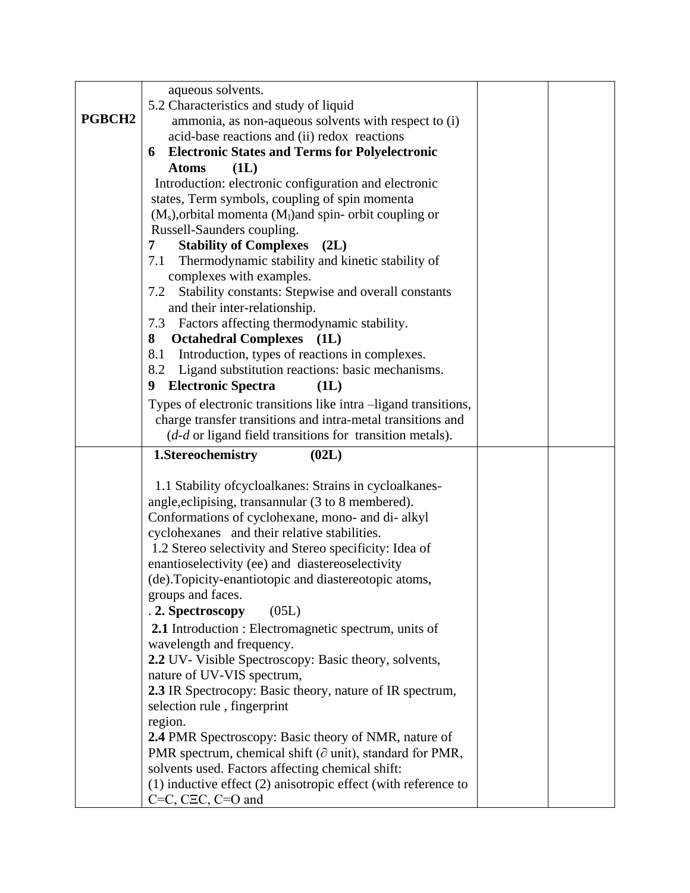| | | | |
|---|---|---|---|
| PGBCH2 | aqueous solvents.<br>5.2 Characteristics and study of liquid ammonia, as non-aqueous solvents with respect to (i) acid-base reactions and (ii) redox reactions<br>**6 Electronic States and Terms for Polyelectronic Atoms (1L)**<br>Introduction: electronic configuration and electronic states, Term symbols, coupling of spin momenta ($M_s$),orbital momenta ($M_l$)and spin- orbit coupling or Russell-Saunders coupling.<br>**7 Stability of Complexes (2L)**<br>7.1 Thermodynamic stability and kinetic stability of complexes with examples.<br>7.2 Stability constants: Stepwise and overall constants and their inter-relationship.<br>7.3 Factors affecting thermodynamic stability.<br>**8 Octahedral Complexes (1L)**<br>8.1 Introduction, types of reactions in complexes.<br>8.2 Ligand substitution reactions: basic mechanisms.<br>**9 Electronic Spectra (1L)**<br>Types of electronic transitions like intra –ligand transitions, charge transfer transitions and intra-metal transitions and (*d-d* or ligand field transitions for transition metals). | | |
| | **1.Stereochemistry (02L)**<br><br>1.1 Stability ofcycloalkanes: Strains in cycloalkanes- angle,eclipising, transannular (3 to 8 membered). Conformations of cyclohexane, mono- and di- alkyl cyclohexanes and their relative stabilities.<br>1.2 Stereo selectivity and Stereo specificity: Idea of enantioselectivity (ee) and diastereoselectivity (de).Topicity-enantiotopic and diastereotopic atoms, groups and faces.<br>. **2. Spectroscopy** (05L)<br>**2.1** Introduction : Electromagnetic spectrum, units of wavelength and frequency.<br>**2.2** UV- Visible Spectroscopy: Basic theory, solvents, nature of UV-VIS spectrum,<br>**2.3** IR Spectrocopy: Basic theory, nature of IR spectrum, selection rule , fingerprint region.<br>**2.4** PMR Spectroscopy: Basic theory of NMR, nature of PMR spectrum, chemical shift ($\partial$ unit), standard for PMR, solvents used. Factors affecting chemical shift: (1) inductive effect (2) anisotropic effect (with reference to C=C, CΞC, C=O and | | |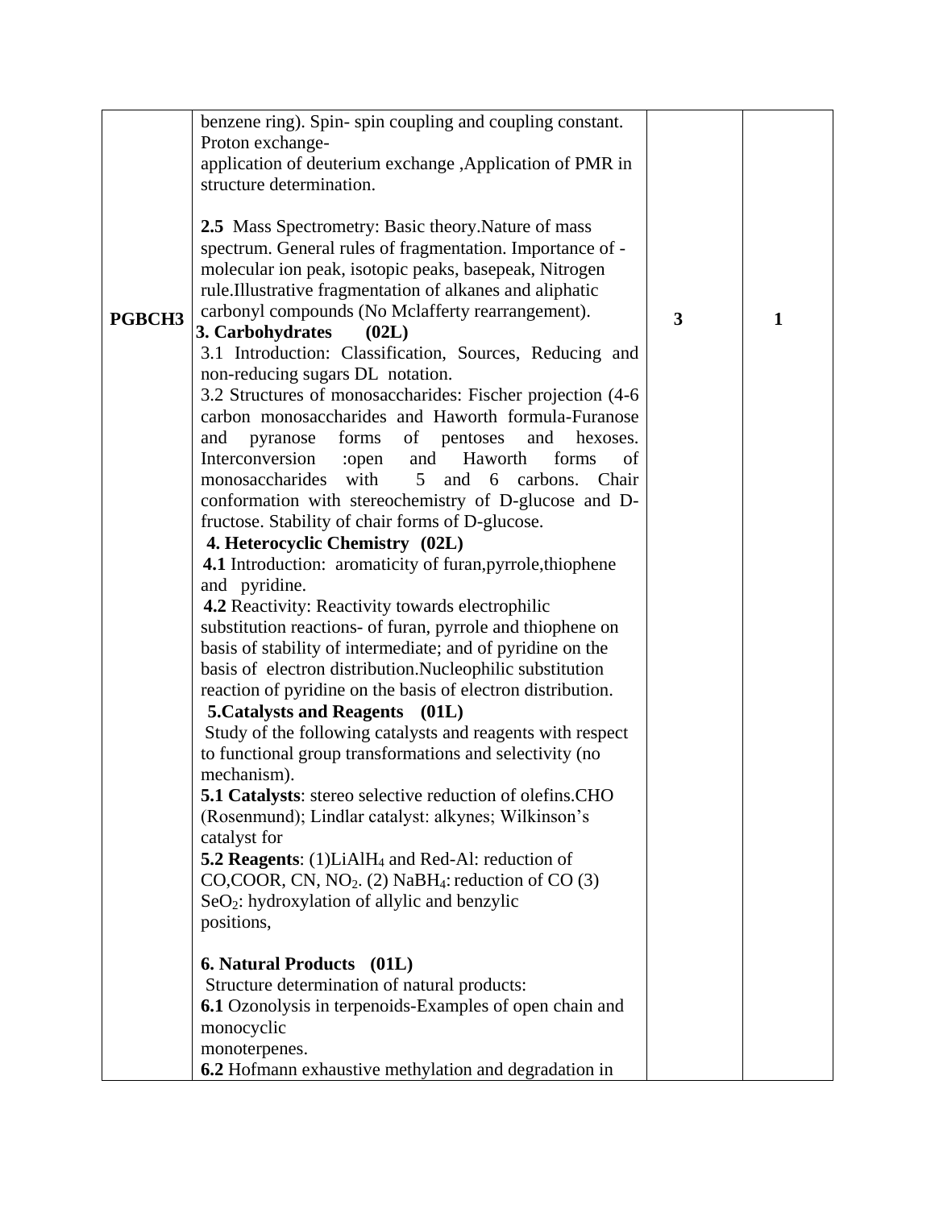| | | | |
|---|---|---|---|
| PGBCH3 | benzene ring). Spin- spin coupling and coupling constant. Proton exchange-<br>application of deuterium exchange ,Application of PMR in structure determination.<br><br>**2.5** Mass Spectrometry: Basic theory.Nature of mass spectrum. General rules of fragmentation. Importance of -molecular ion peak, isotopic peaks, basepeak, Nitrogen rule.Illustrative fragmentation of alkanes and aliphatic carbonyl compounds (No Mclafferty rearrangement).<br>**3. Carbohydrates (02L)**<br>3.1 Introduction: Classification, Sources, Reducing and non-reducing sugars DL notation.<br>3.2 Structures of monosaccharides: Fischer projection (4-6 carbon monosaccharides and Haworth formula-Furanose and pyranose forms of pentoses and hexoses. Interconversion :open and Haworth forms of monosaccharides with 5 and 6 carbons. Chair conformation with stereochemistry of D-glucose and D-fructose. Stability of chair forms of D-glucose.<br>**4. Heterocyclic Chemistry (02L)**<br>**4.1** Introduction: aromaticity of furan,pyrrole,thiophene and pyridine.<br>**4.2** Reactivity: Reactivity towards electrophilic substitution reactions- of furan, pyrrole and thiophene on basis of stability of intermediate; and of pyridine on the basis of electron distribution.Nucleophilic substitution reaction of pyridine on the basis of electron distribution.<br>**5.Catalysts and Reagents (01L)**<br>Study of the following catalysts and reagents with respect to functional group transformations and selectivity (no mechanism).<br>**5.1 Catalysts**: stereo selective reduction of olefins.CHO (Rosenmund); Lindlar catalyst: alkynes; Wilkinson's catalyst for<br>**5.2 Reagents**: (1)$LiAlH_4$ and Red-Al: reduction of CO,COOR, CN, $NO_2$. (2) $NaBH_4$: reduction of CO (3) $SeO_2$: hydroxylation of allylic and benzylic positions,<br><br>**6. Natural Products (01L)**<br>Structure determination of natural products:<br>**6.1** Ozonolysis in terpenoids-Examples of open chain and monocyclic monoterpenes.<br>**6.2** Hofmann exhaustive methylation and degradation in | 3 | 1 |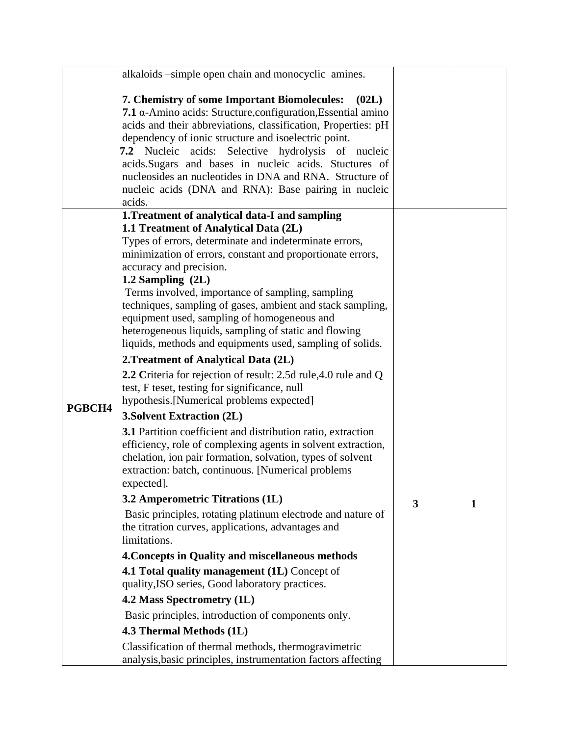| | | | |
|---|---|---|---|
| | alkaloids –simple open chain and monocyclic amines.<br><br>**7. Chemistry of some Important Biomolecules: (02L)**<br>**7.1** α-Amino acids: Structure,configuration,Essential amino acids and their abbreviations, classification, Properties: pH dependency of ionic structure and isoelectric point.<br>**7.2** Nucleic acids: Selective hydrolysis of nucleic acids.Sugars and bases in nucleic acids. Stuctures of nucleosides an nucleotides in DNA and RNA. Structure of nucleic acids (DNA and RNA): Base pairing in nucleic acids. | | |
| **PGBCH4** | **1.Treatment of analytical data-I and sampling**<br>**1.1 Treatment of Analytical Data (2L)**<br>Types of errors, determinate and indeterminate errors, minimization of errors, constant and proportionate errors, accuracy and precision.<br>**1.2 Sampling (2L)**<br>Terms involved, importance of sampling, sampling techniques, sampling of gases, ambient and stack sampling, equipment used, sampling of homogeneous and heterogeneous liquids, sampling of static and flowing liquids, methods and equipments used, sampling of solids.<br>**2.Treatment of Analytical Data (2L)**<br>**2.2 C**riteria for rejection of result: 2.5d rule,4.0 rule and Q test, F teset, testing for significance, null hypothesis.[Numerical problems expected]<br>**3.Solvent Extraction (2L)**<br>**3.1** Partition coefficient and distribution ratio, extraction efficiency, role of complexing agents in solvent extraction, chelation, ion pair formation, solvation, types of solvent extraction: batch, continuous. [Numerical problems expected].<br>**3.2 Amperometric Titrations (1L)**<br>Basic principles, rotating platinum electrode and nature of the titration curves, applications, advantages and limitations.<br>**4.Concepts in Quality and miscellaneous methods**<br>**4.1 Total quality management (1L)** Concept of quality,ISO series, Good laboratory practices.<br>**4.2 Mass Spectrometry (1L)**<br>Basic principles, introduction of components only.<br>**4.3 Thermal Methods (1L)**<br>Classification of thermal methods, thermogravimetric analysis,basic principles, instrumentation factors affecting | **3** | **1** |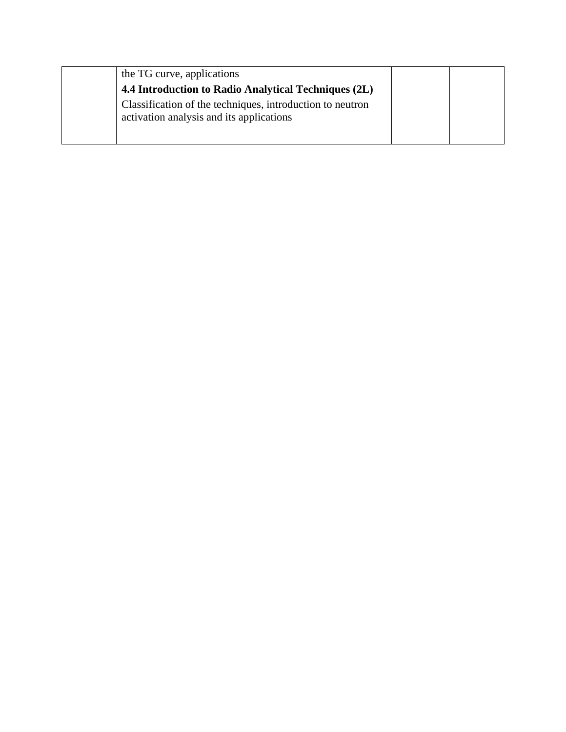| | | | |
|---|---|---|---|
| | the TG curve, applications<br>**4.4 Introduction to Radio Analytical Techniques (2L)**<br>Classification of the techniques, introduction to neutron activation analysis and its applications | | |